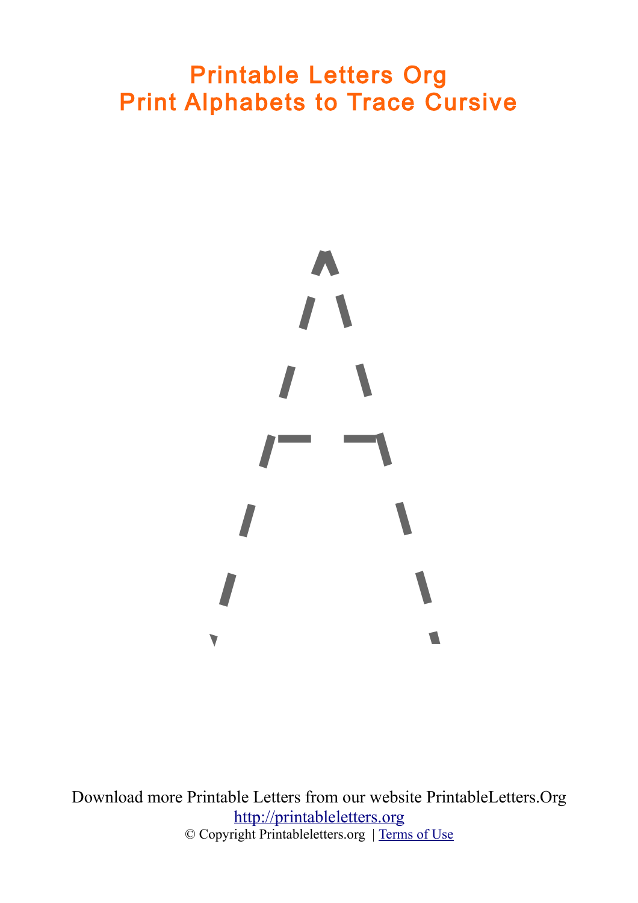# Printable Letters Org
# Print Alphabets to Trace Cursive

Download more Printable Letters from our website PrintableLetters.Org

[http://printableletters.org](http://printableletters.org)

© Copyright Printableletters.org | [Terms of Use]()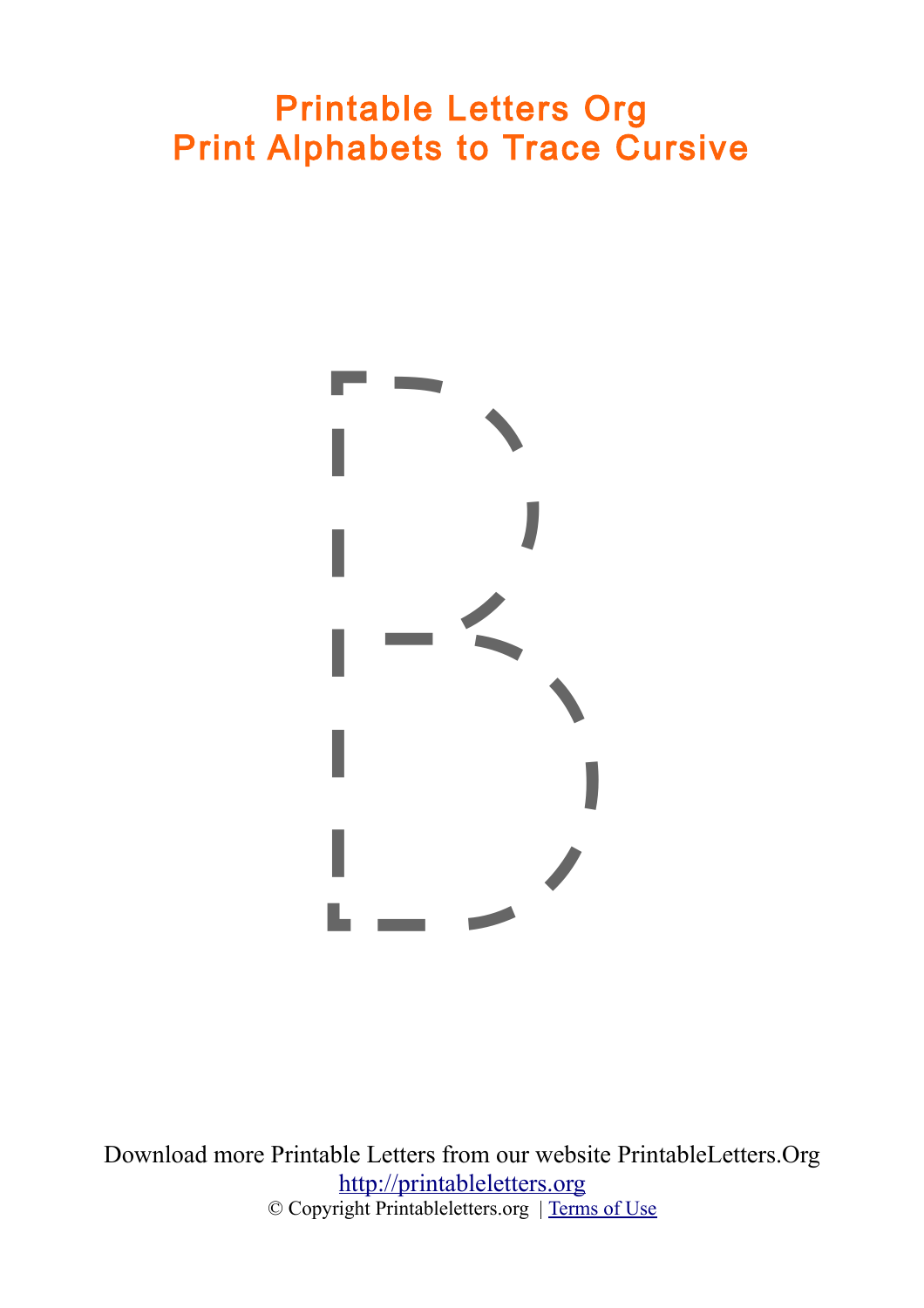# Printable Letters Org
# Print Alphabets to Trace Cursive

B

Download more Printable Letters from our website PrintableLetters.Org

[http://printableletters.org](http://printableletters.org)

© Copyright Printableletters.org | [Terms of Use](#)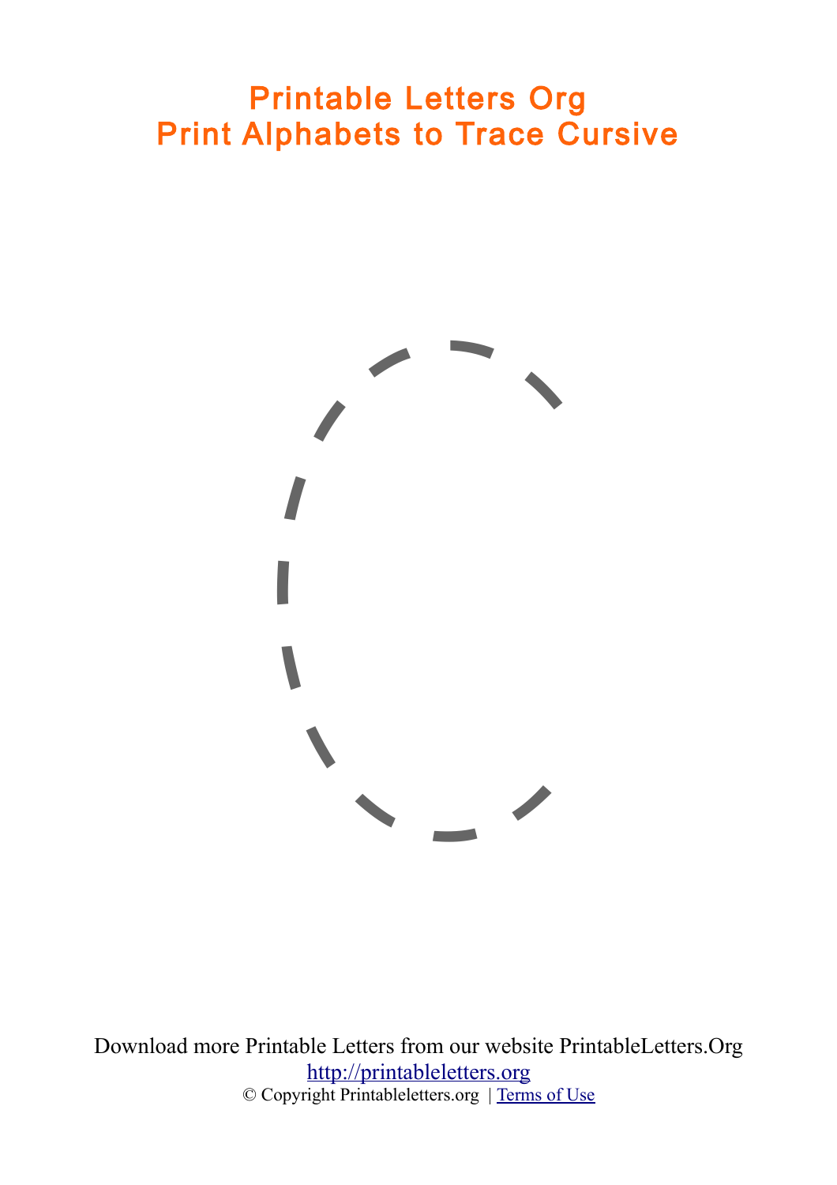# Printable Letters Org
# Print Alphabets to Trace Cursive

Download more Printable Letters from our website PrintableLetters.Org

[http://printableletters.org](http://printableletters.org)

© Copyright Printableletters.org | [Terms of Use]()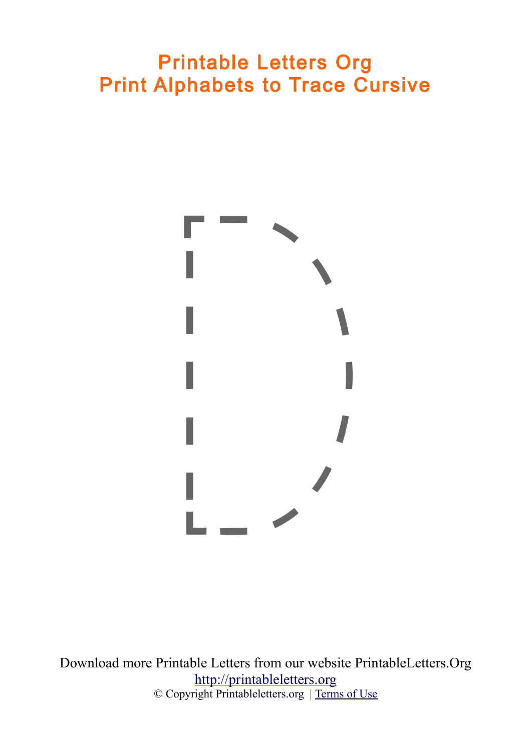# Printable Letters Org
# Print Alphabets to Trace Cursive

D

Download more Printable Letters from our website PrintableLetters.Org

[http://printableletters.org](http://printableletters.org)

© Copyright Printableletters.org | [Terms of Use]()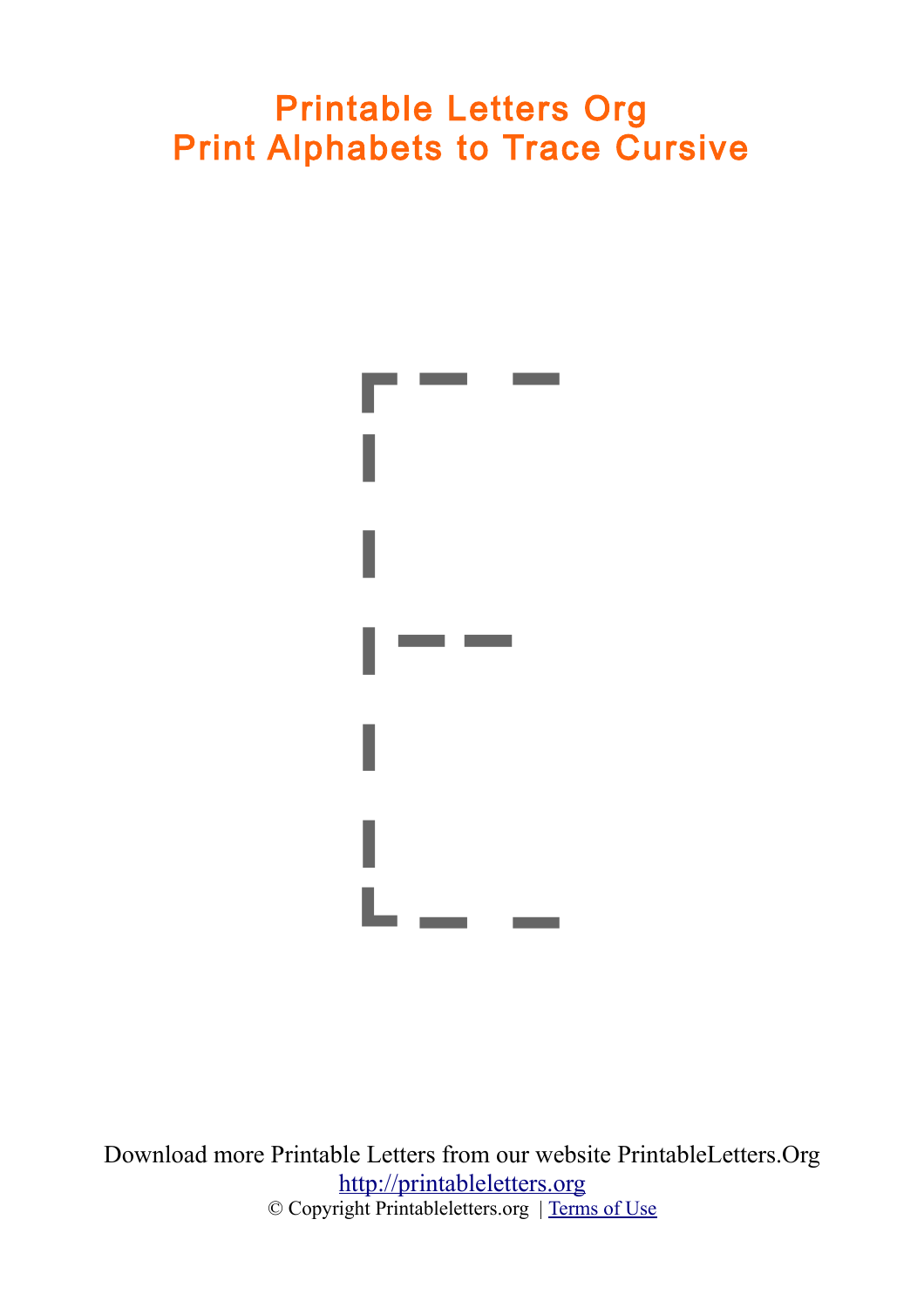# Printable Letters Org
# Print Alphabets to Trace Cursive

E

Download more Printable Letters from our website PrintableLetters.Org

http://printableletters.org

© Copyright Printableletters.org | Terms of Use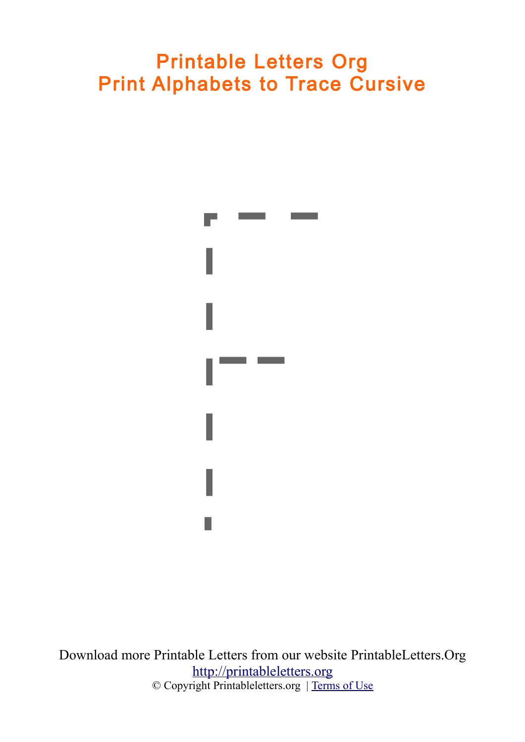# Printable Letters Org
# Print Alphabets to Trace Cursive

F

Download more Printable Letters from our website PrintableLetters.Org

[http://printableletters.org](http://printableletters.org)

© Copyright Printableletters.org | [Terms of Use]()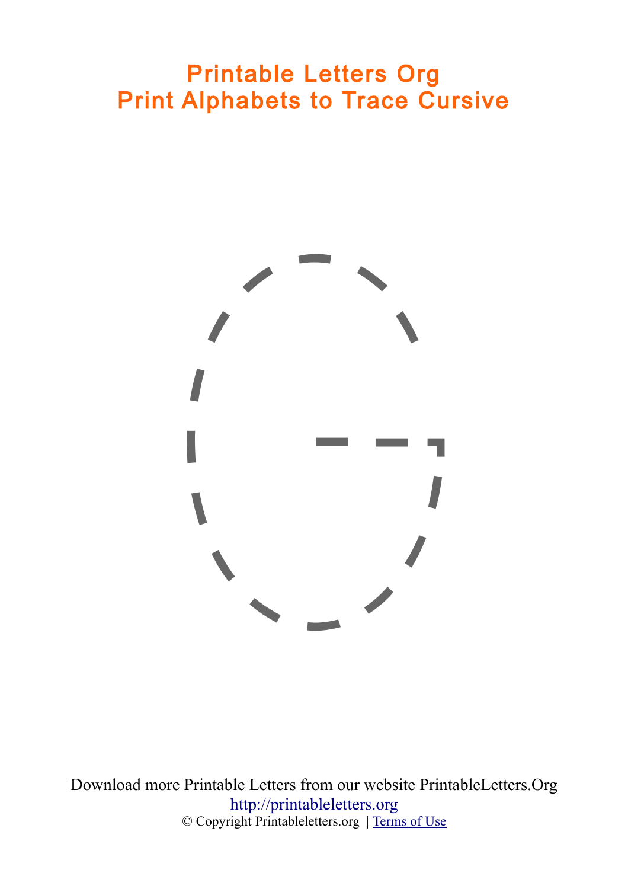# Printable Letters Org
# Print Alphabets to Trace Cursive

G

Download more Printable Letters from our website PrintableLetters.Org
http://printableletters.org
© Copyright Printableletters.org | Terms of Use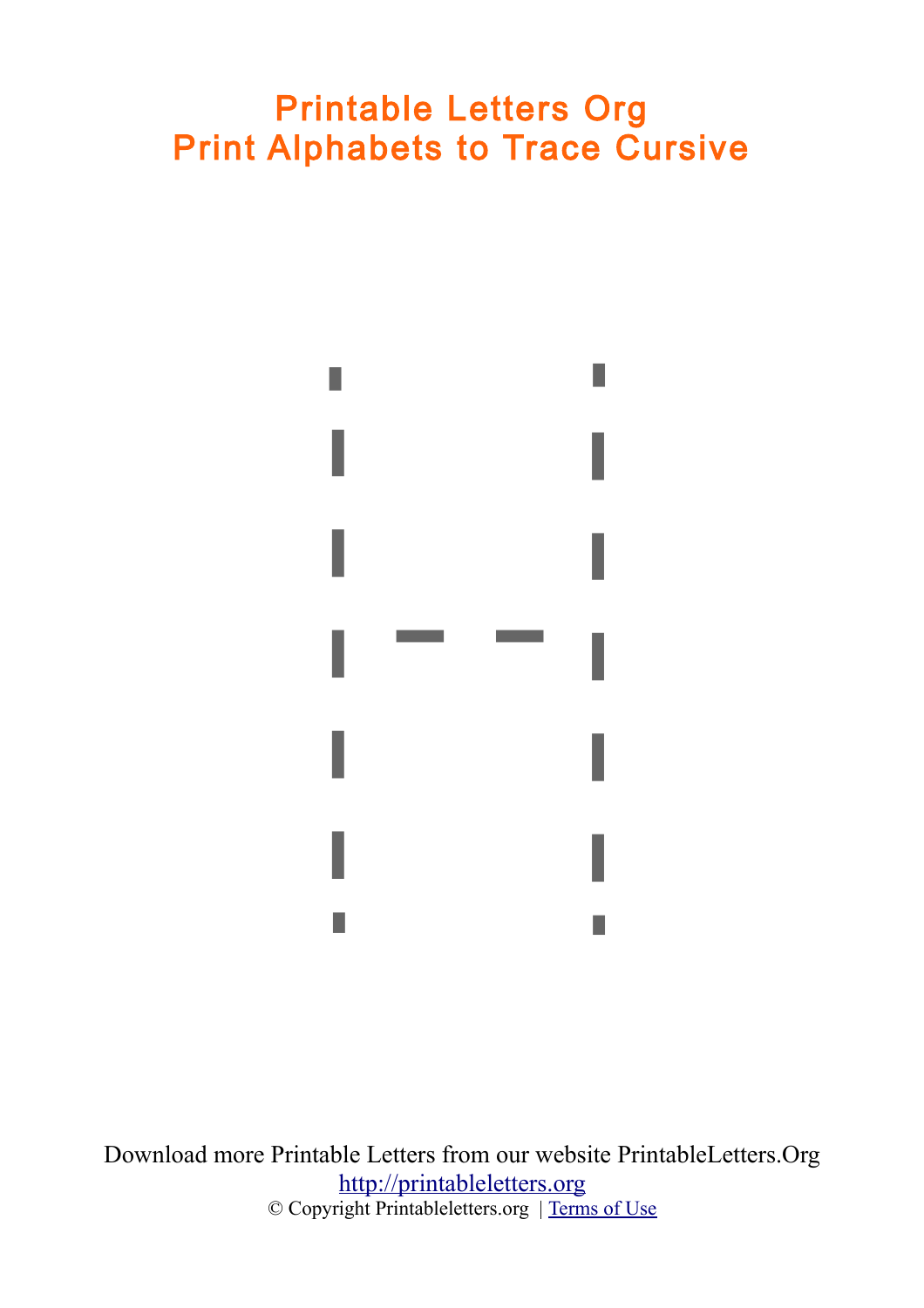# Printable Letters Org
# Print Alphabets to Trace Cursive

Download more Printable Letters from our website PrintableLetters.Org

http://printableletters.org

© Copyright Printableletters.org | Terms of Use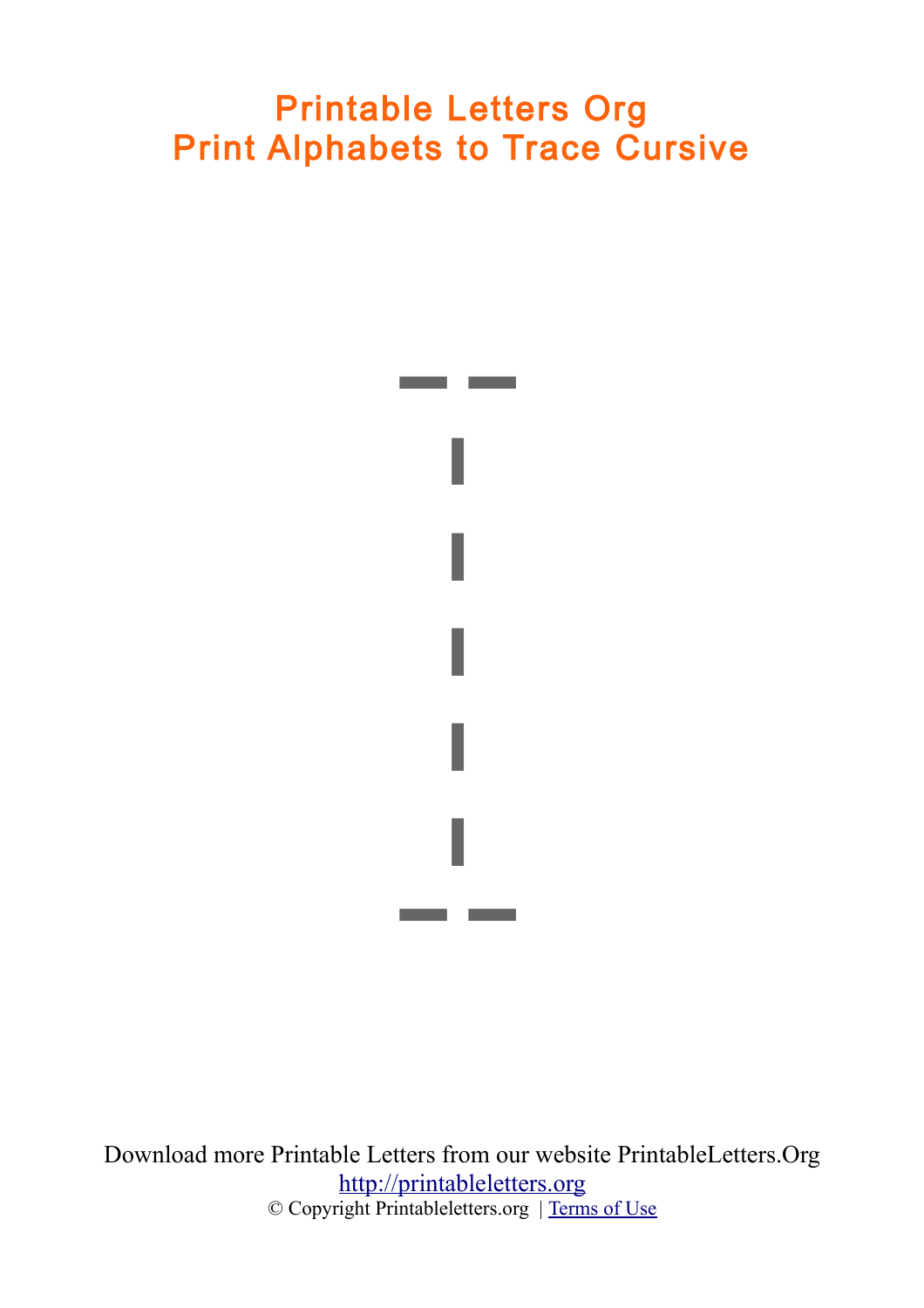# Printable Letters Org
# Print Alphabets to Trace Cursive

I

Download more Printable Letters from our website PrintableLetters.Org

[http://printableletters.org](http://printableletters.org)

© Copyright Printableletters.org | [Terms of Use]()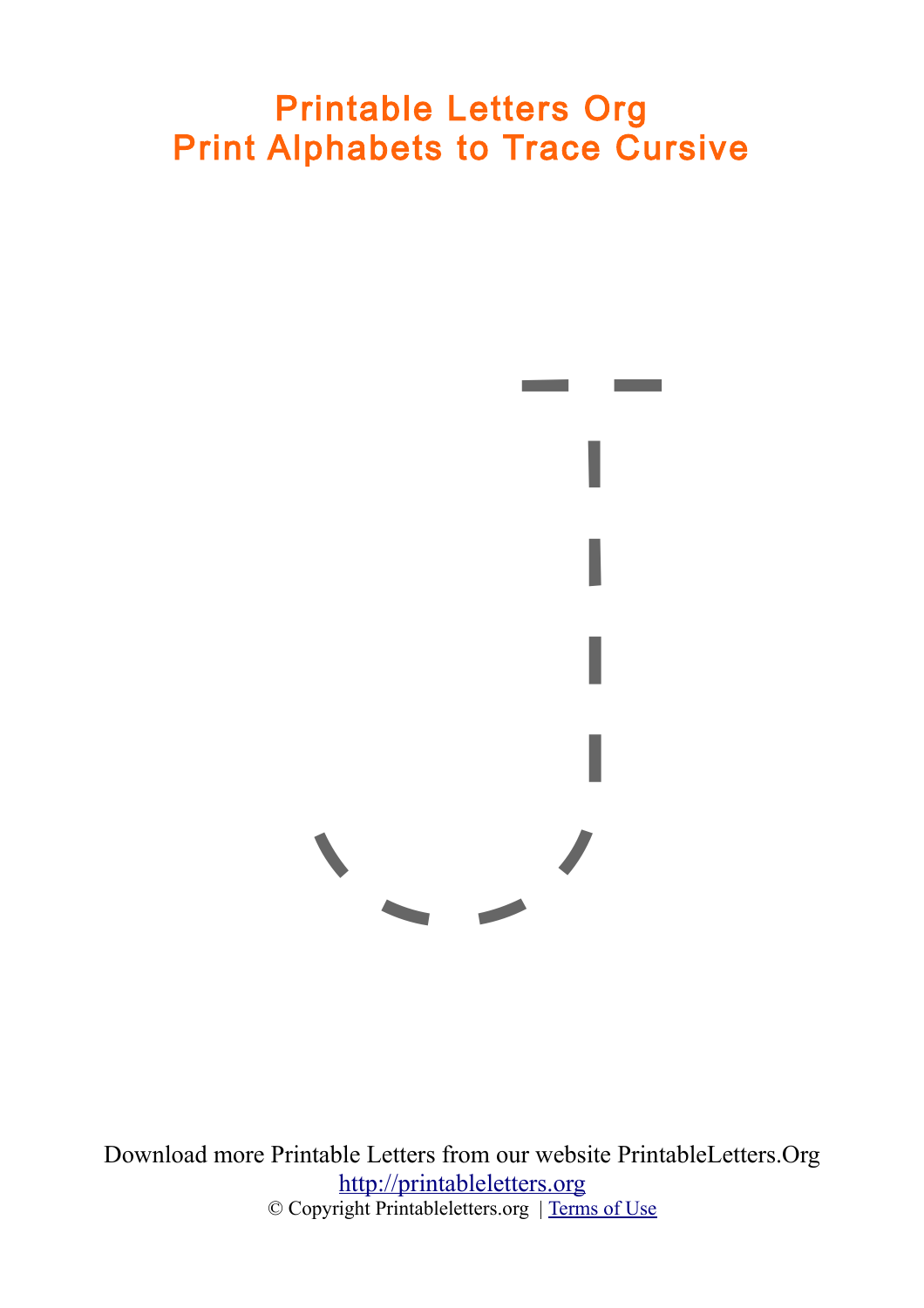# Printable Letters Org
# Print Alphabets to Trace Cursive

Download more Printable Letters from our website PrintableLetters.Org

http://printableletters.org

© Copyright Printableletters.org | Terms of Use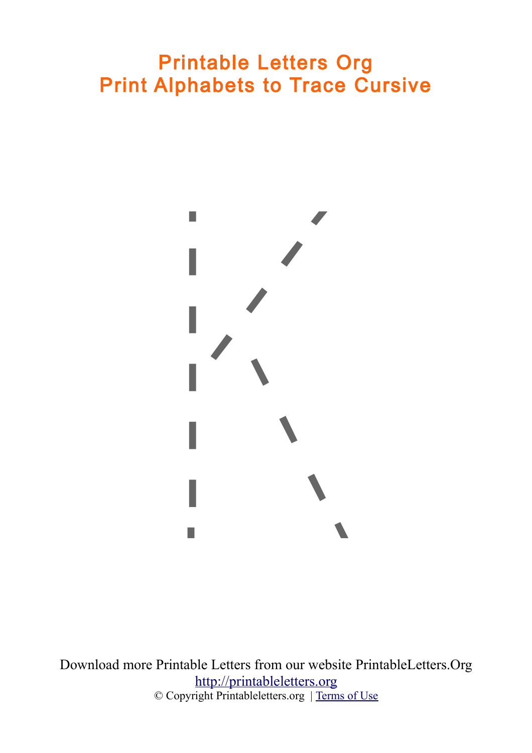# Printable Letters Org
# Print Alphabets to Trace Cursive

Download more Printable Letters from our website PrintableLetters.Org

http://printableletters.org

© Copyright Printableletters.org | Terms of Use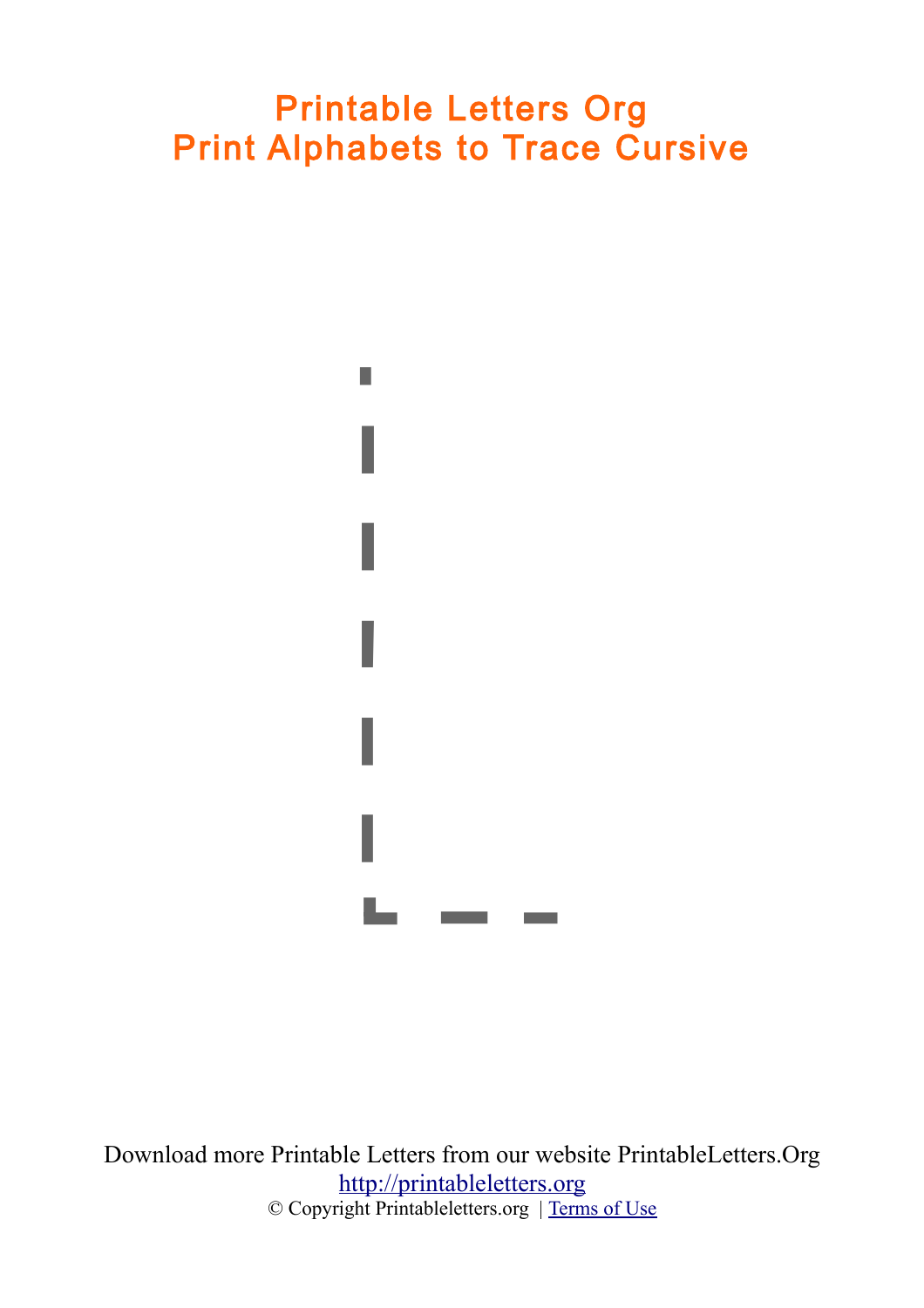# Printable Letters Org
# Print Alphabets to Trace Cursive

Download more Printable Letters from our website PrintableLetters.Org

http://printableletters.org

© Copyright Printableletters.org | Terms of Use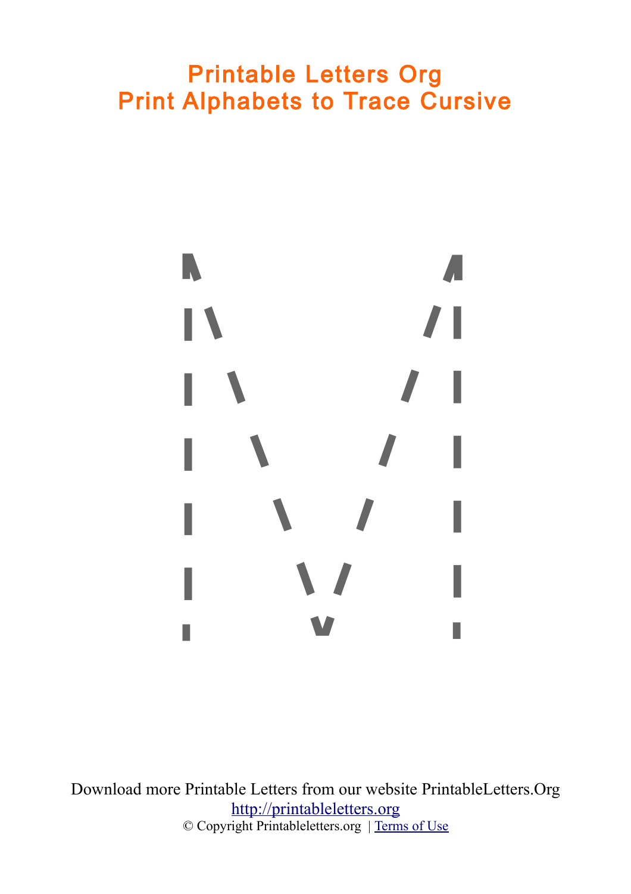# Printable Letters Org
# Print Alphabets to Trace Cursive

Download more Printable Letters from our website PrintableLetters.Org

[http://printableletters.org](http://printableletters.org)

© Copyright Printableletters.org | [Terms of Use]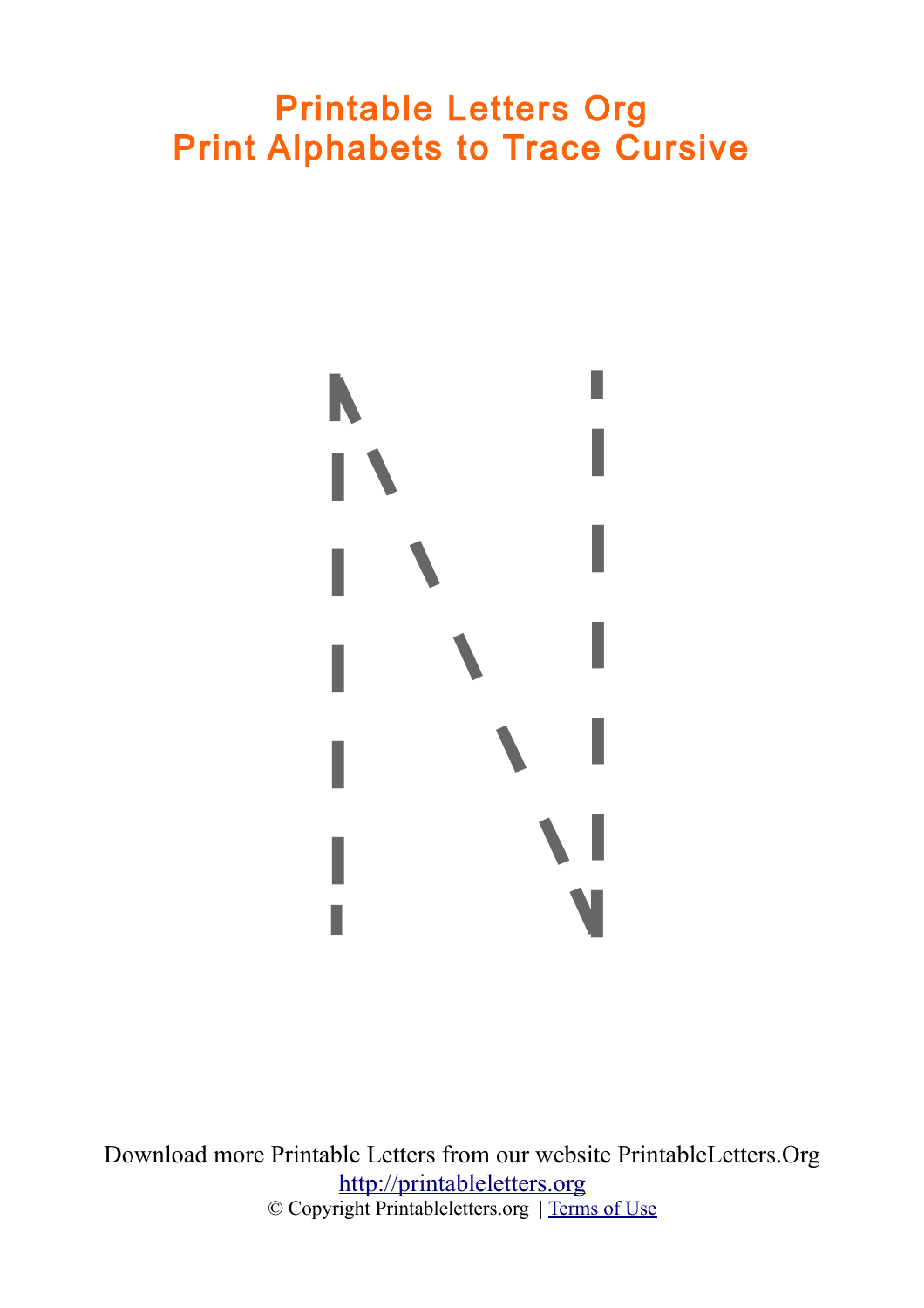# Printable Letters Org
# Print Alphabets to Trace Cursive

N

Download more Printable Letters from our website PrintableLetters.Org

http://printableletters.org

© Copyright Printableletters.org | Terms of Use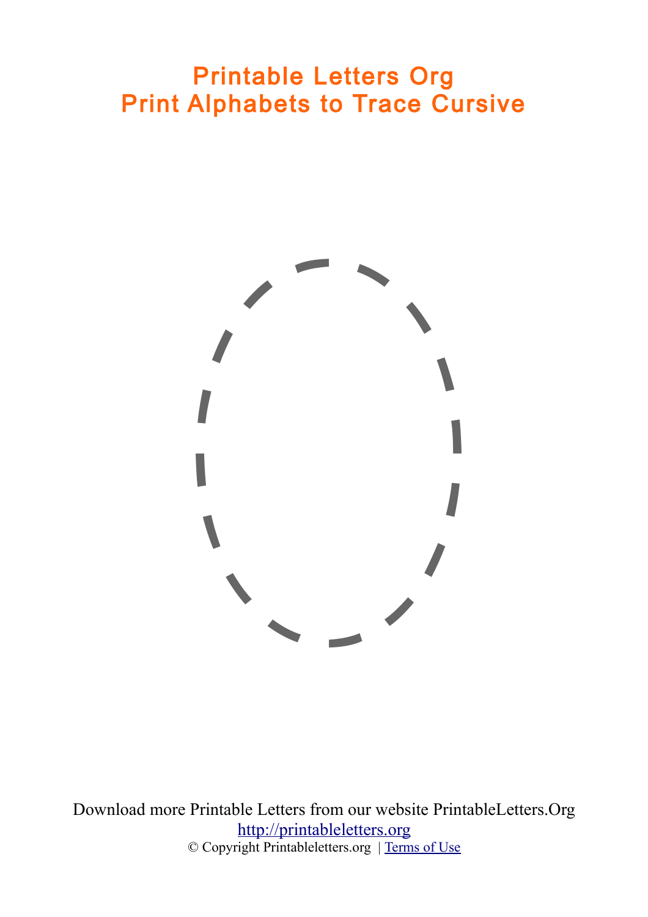# Printable Letters Org
# Print Alphabets to Trace Cursive

Download more Printable Letters from our website PrintableLetters.Org

http://printableletters.org

© Copyright Printableletters.org | Terms of Use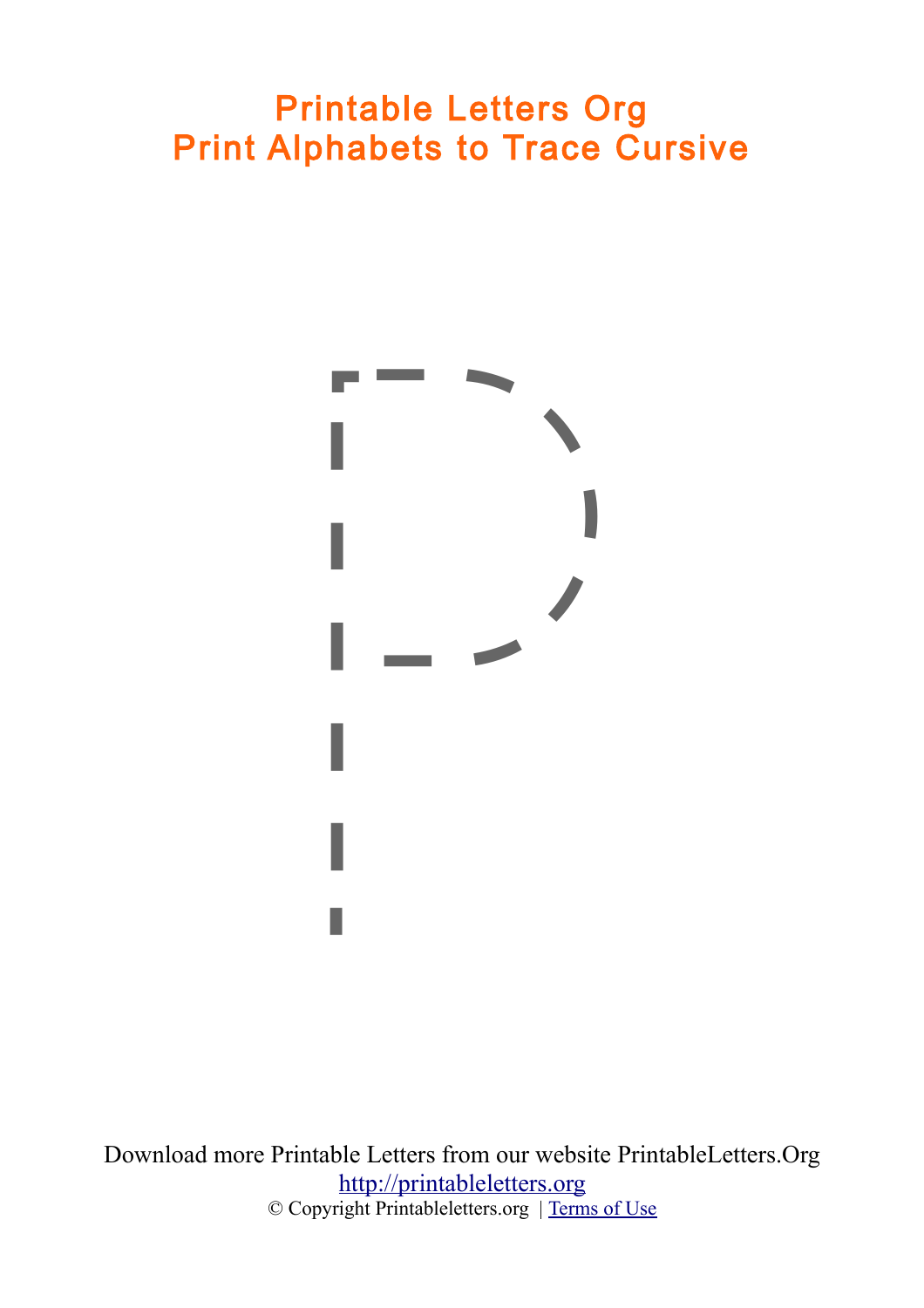# Printable Letters Org
# Print Alphabets to Trace Cursive

p

Download more Printable Letters from our website PrintableLetters.Org
http://printableletters.org
© Copyright Printableletters.org | Terms of Use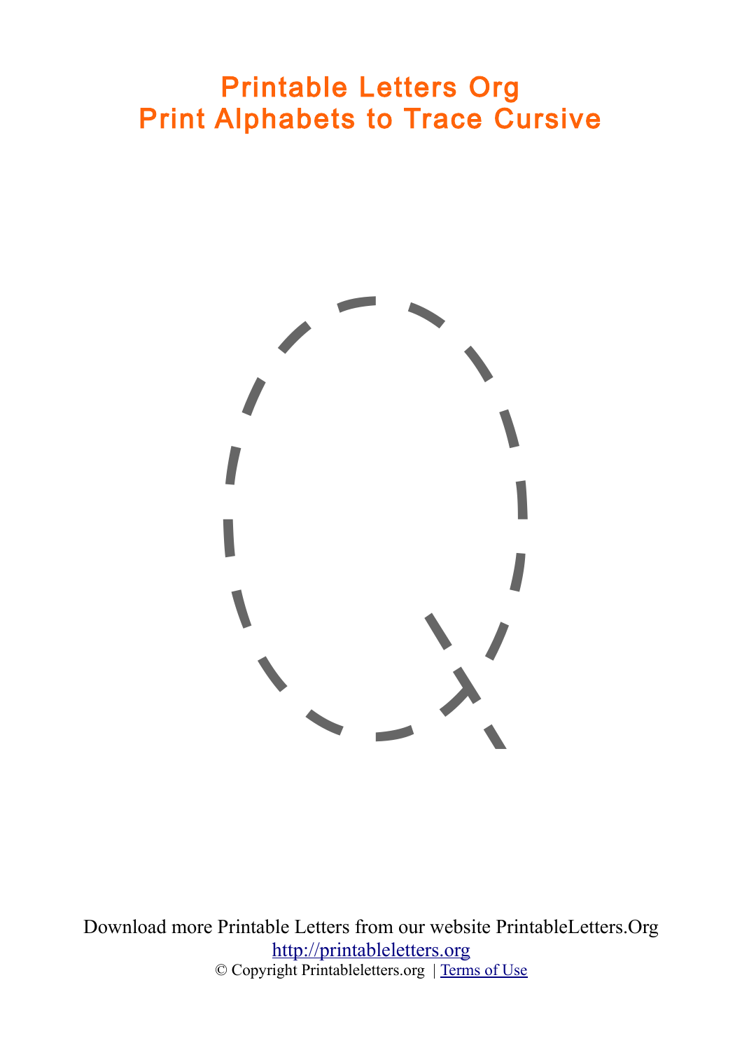# Printable Letters Org
# Print Alphabets to Trace Cursive

Q

Download more Printable Letters from our website PrintableLetters.Org

http://printableletters.org

© Copyright Printableletters.org | Terms of Use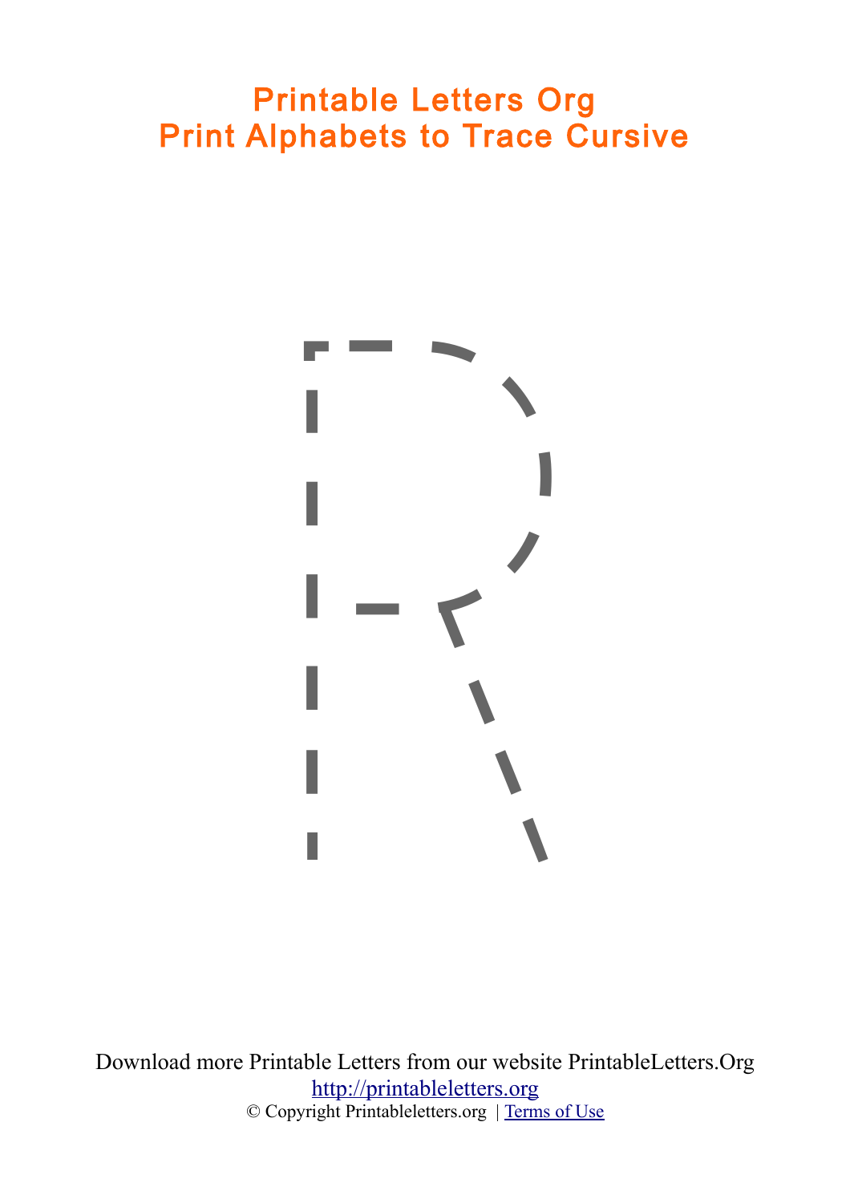# Printable Letters Org
# Print Alphabets to Trace Cursive

R

Download more Printable Letters from our website PrintableLetters.Org

http://printableletters.org

© Copyright Printableletters.org | Terms of Use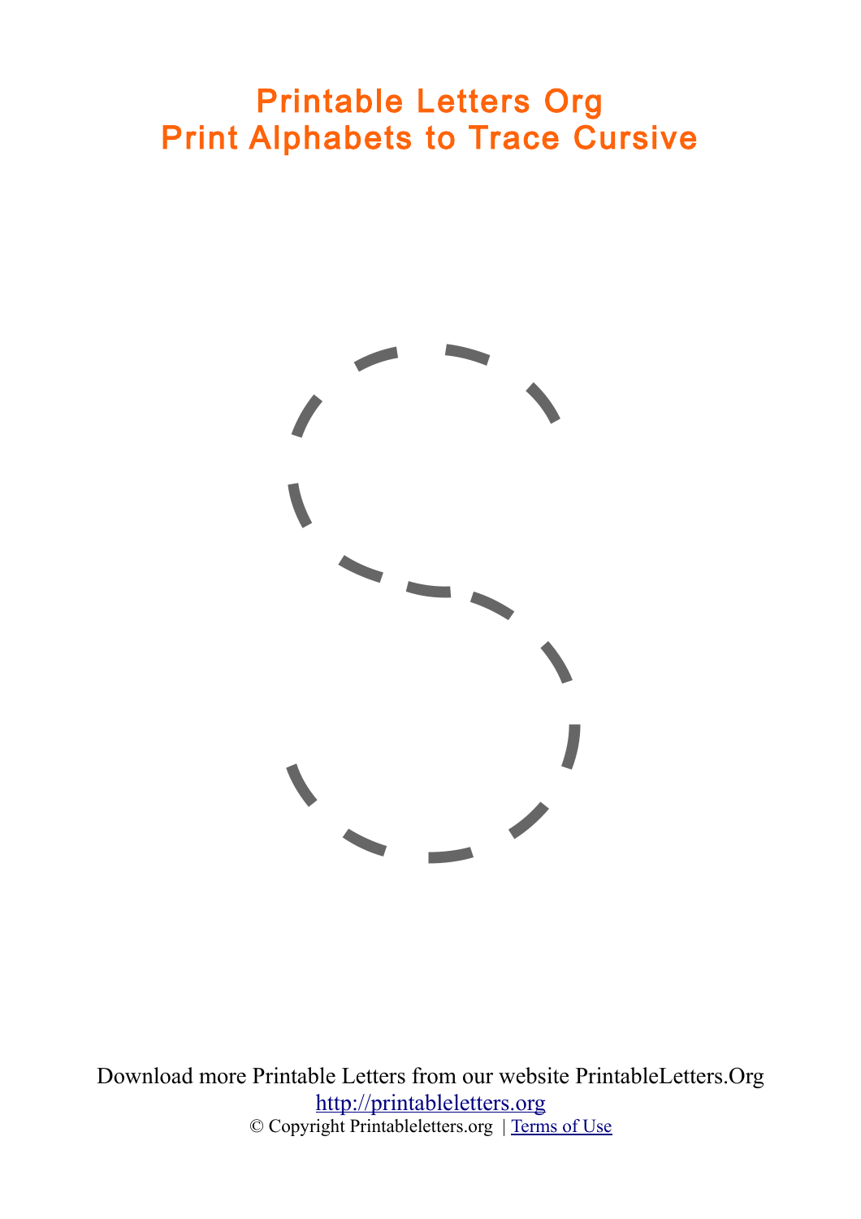# Printable Letters Org
# Print Alphabets to Trace Cursive

S

Download more Printable Letters from our website PrintableLetters.Org

[http://printableletters.org](http://printableletters.org)

© Copyright Printableletters.org | [Terms of Use]()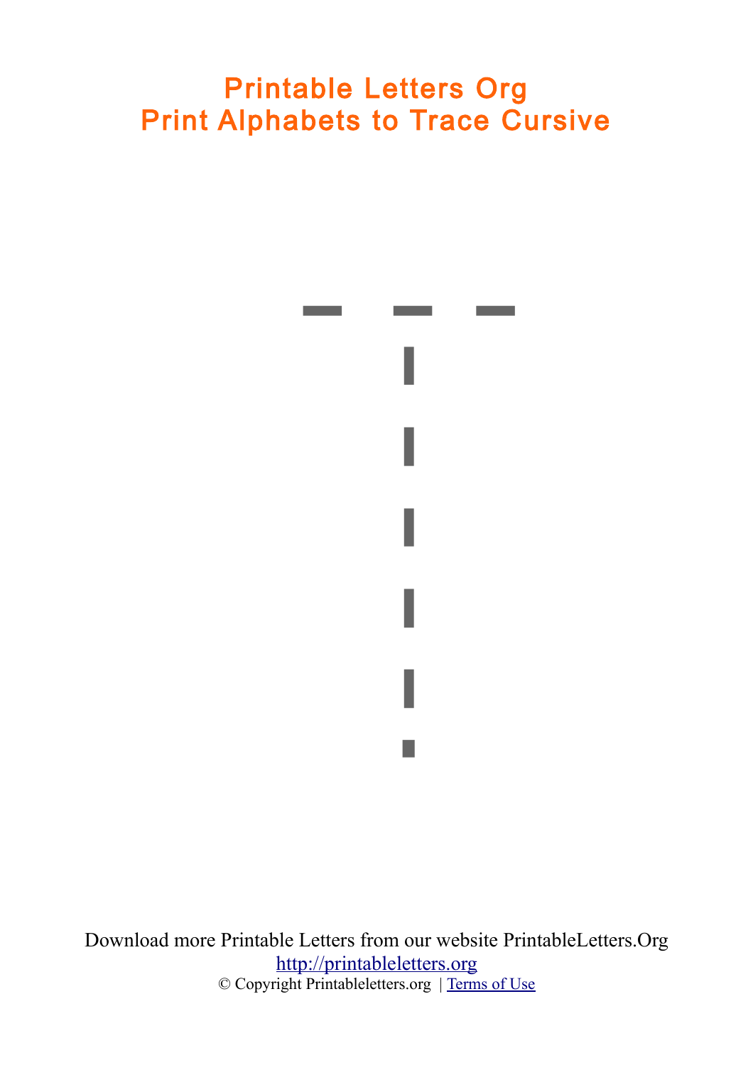# Printable Letters Org
# Print Alphabets to Trace Cursive

Download more Printable Letters from our website PrintableLetters.Org

http://printableletters.org

© Copyright Printableletters.org | Terms of Use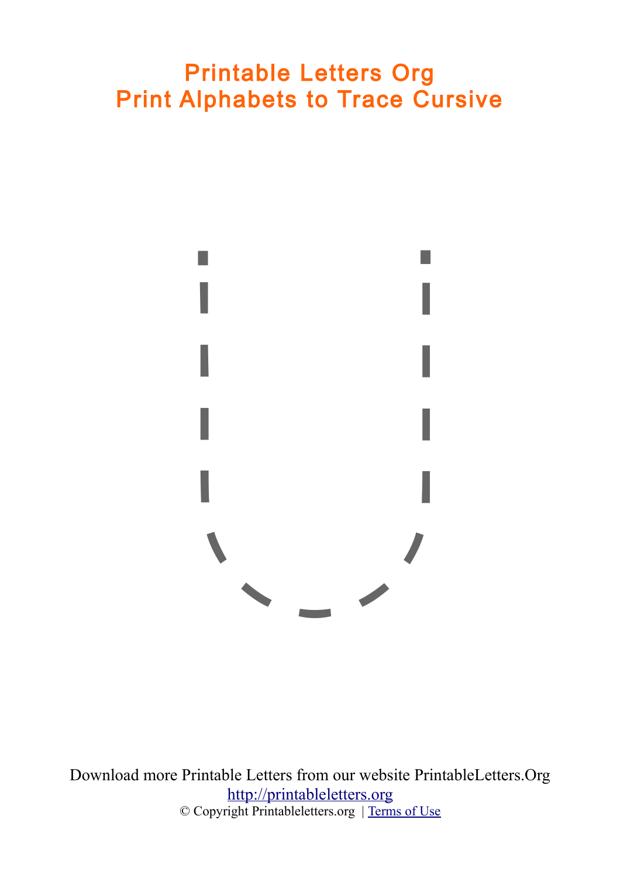# Printable Letters Org
# Print Alphabets to Trace Cursive

Download more Printable Letters from our website PrintableLetters.Org

http://printableletters.org

© Copyright Printableletters.org | Terms of Use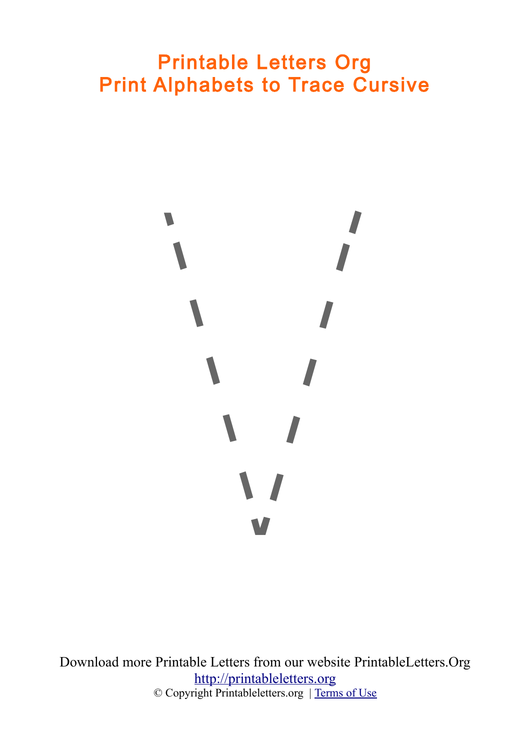# Printable Letters Org
# Print Alphabets to Trace Cursive

Download more Printable Letters from our website PrintableLetters.Org

http://printableletters.org

© Copyright Printableletters.org | Terms of Use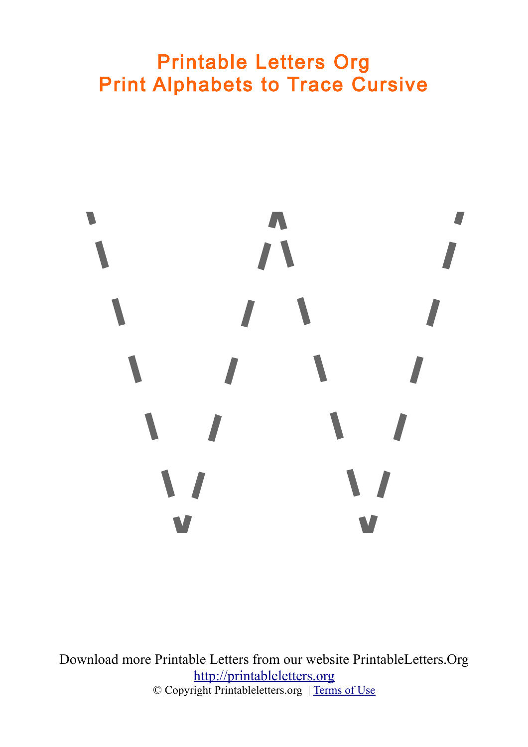# Printable Letters Org
# Print Alphabets to Trace Cursive

W

Download more Printable Letters from our website PrintableLetters.Org

http://printableletters.org

© Copyright Printableletters.org | Terms of Use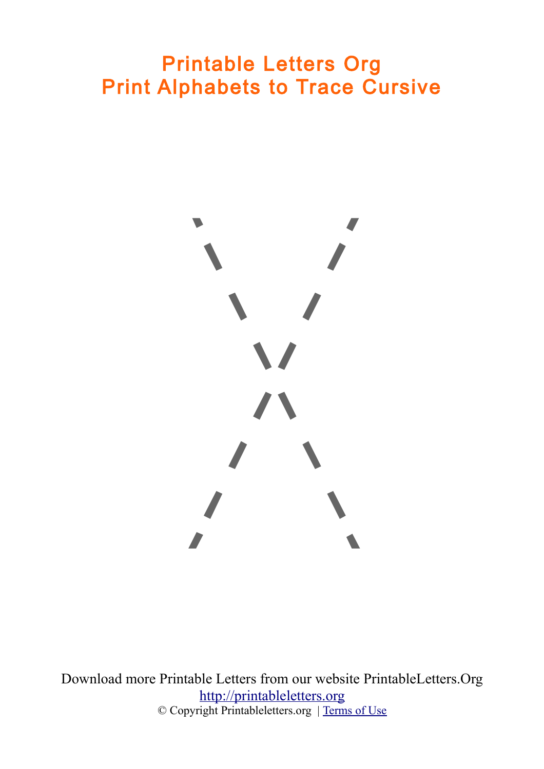# Printable Letters Org
# Print Alphabets to Trace Cursive

X

Download more Printable Letters from our website PrintableLetters.Org

[http://printableletters.org](http://printableletters.org)

© Copyright Printableletters.org | [Terms of Use]()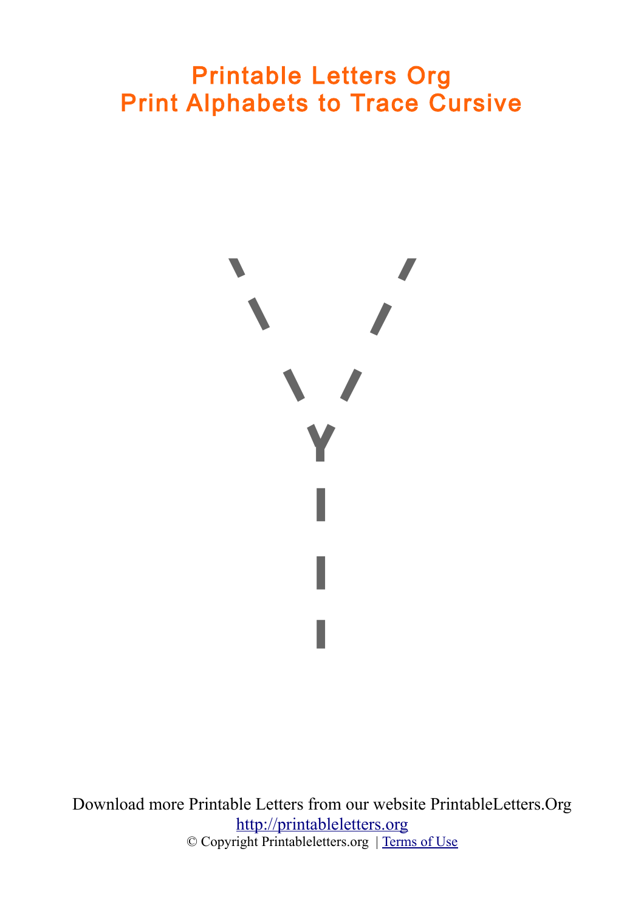# Printable Letters Org
# Print Alphabets to Trace Cursive

Y

Download more Printable Letters from our website PrintableLetters.Org

[http://printableletters.org](http://printableletters.org)

© Copyright Printableletters.org | [Terms of Use]()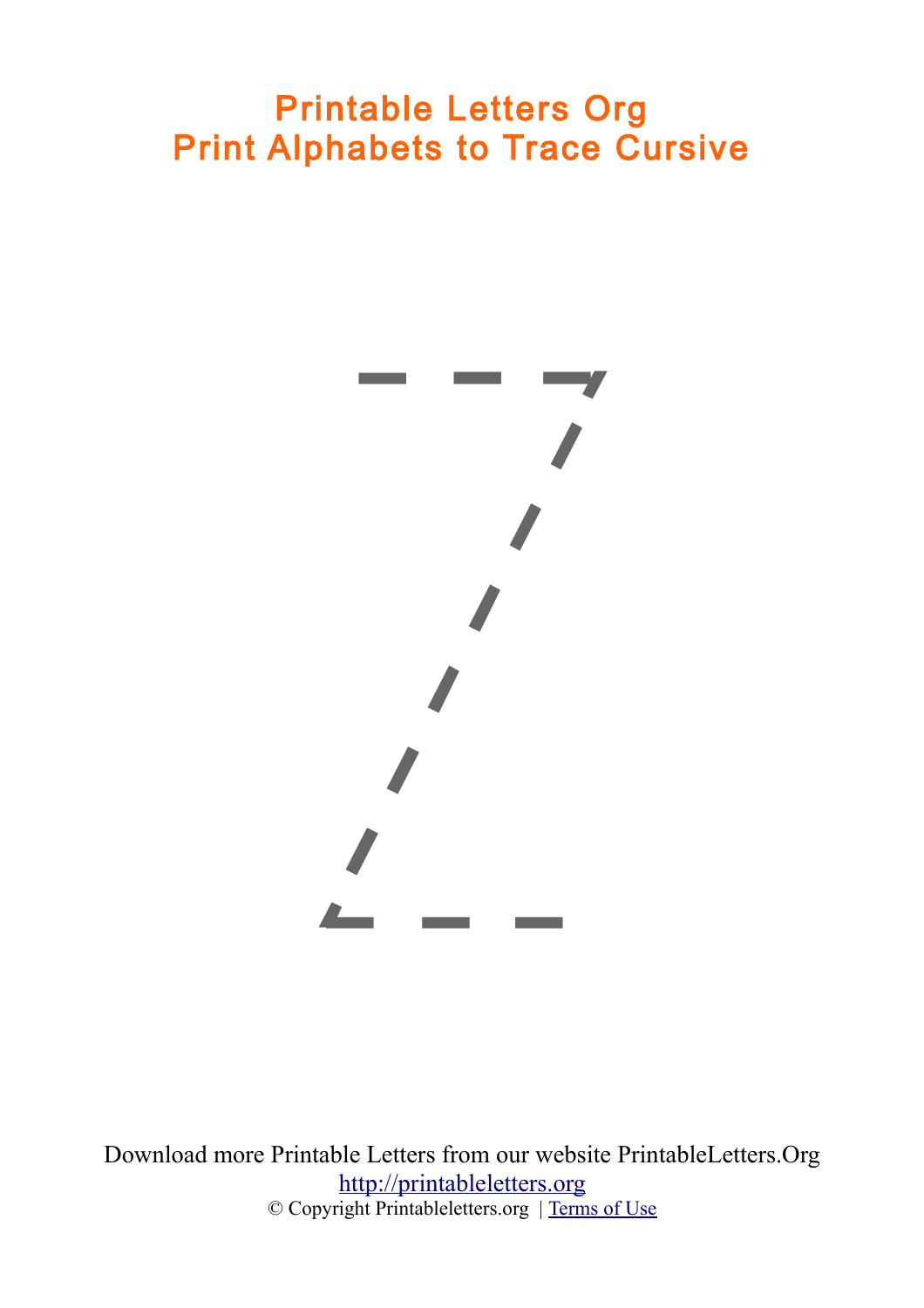# Printable Letters Org
# Print Alphabets to Trace Cursive

Z

Download more Printable Letters from our website PrintableLetters.Org

http://printableletters.org

© Copyright Printableletters.org | Terms of Use